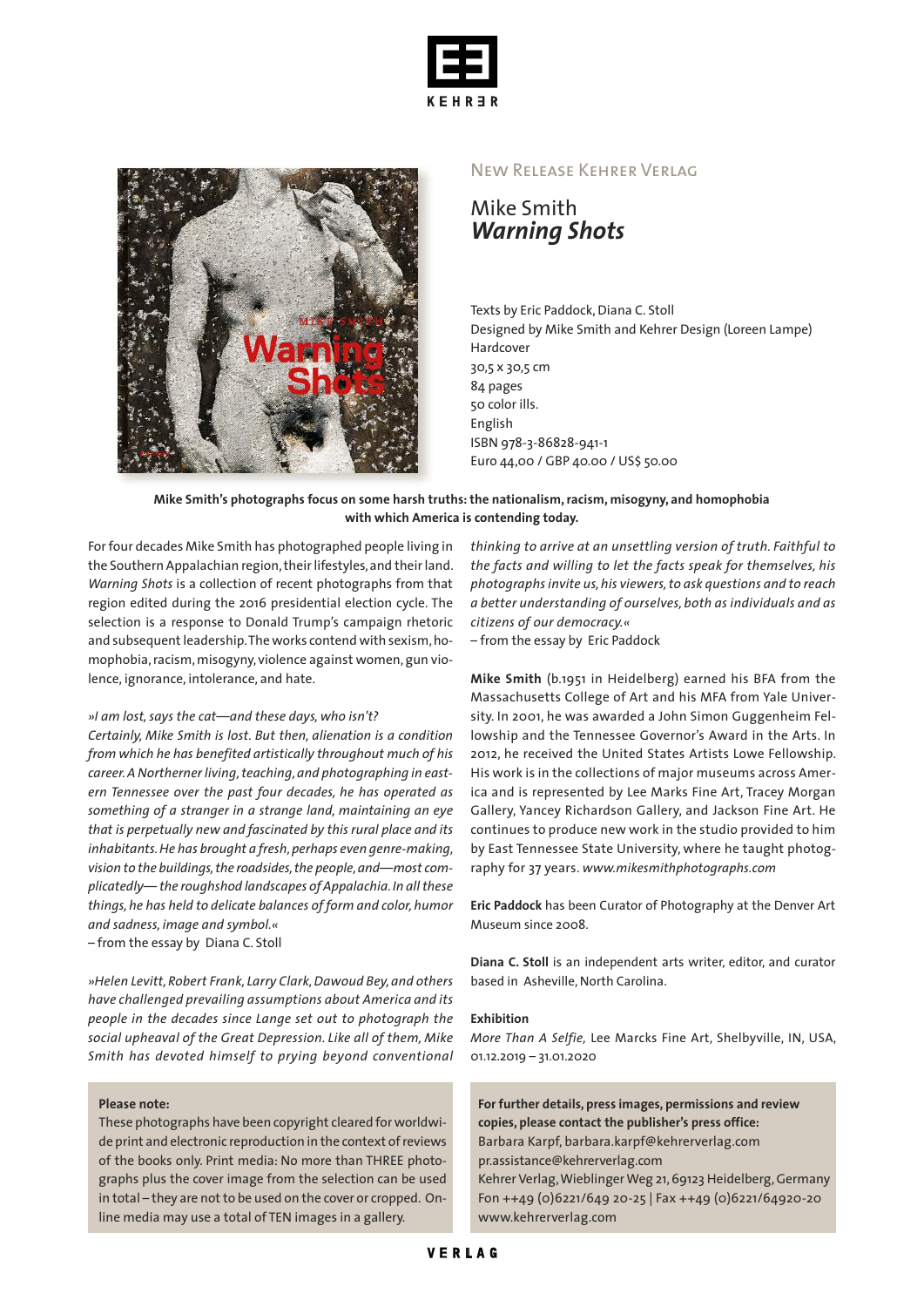KEHRER

New Release Kehrer Verlag

# Mike Smith
# *Warning Shots*

Texts by Eric Paddock, Diana C. Stoll
Designed by Mike Smith and Kehrer Design (Loreen Lampe)
Hardcover
30,5 x 30,5 cm
84 pages
50 color ills.
English
ISBN 978-3-86828-941-1
Euro 44,00 / GBP 40.00 / US$ 50.00

**Mike Smith's photographs focus on some harsh truths: the nationalism, racism, misogyny, and homophobia with which America is contending today.**

For four decades Mike Smith has photographed people living in the Southern Appalachian region, their lifestyles, and their land. *Warning Shots* is a collection of recent photographs from that region edited during the 2016 presidential election cycle. The selection is a response to Donald Trump's campaign rhetoric and subsequent leadership. The works contend with sexism, homophobia, racism, misogyny, violence against women, gun violence, ignorance, intolerance, and hate.

*»I am lost, says the cat—and these days, who isn't? Certainly, Mike Smith is lost. But then, alienation is a condition from which he has benefited artistically throughout much of his career. A Northerner living, teaching, and photographing in eastern Tennessee over the past four decades, he has operated as something of a stranger in a strange land, maintaining an eye that is perpetually new and fascinated by this rural place and its inhabitants. He has brought a fresh, perhaps even genre-making, vision to the buildings, the roadsides, the people, and—most complicatedly— the roughshod landscapes of Appalachia. In all these things, he has held to delicate balances of form and color, humor and sadness, image and symbol.«*
– from the essay by Diana C. Stoll

*»Helen Levitt, Robert Frank, Larry Clark, Dawoud Bey, and others have challenged prevailing assumptions about America and its people in the decades since Lange set out to photograph the social upheaval of the Great Depression. Like all of them, Mike Smith has devoted himself to prying beyond conventional thinking to arrive at an unsettling version of truth. Faithful to the facts and willing to let the facts speak for themselves, his photographs invite us, his viewers, to ask questions and to reach a better understanding of ourselves, both as individuals and as citizens of our democracy.«*
– from the essay by Eric Paddock

**Mike Smith** (b.1951 in Heidelberg) earned his BFA from the Massachusetts College of Art and his MFA from Yale University. In 2001, he was awarded a John Simon Guggenheim Fellowship and the Tennessee Governor's Award in the Arts. In 2012, he received the United States Artists Lowe Fellowship. His work is in the collections of major museums across America and is represented by Lee Marks Fine Art, Tracey Morgan Gallery, Yancey Richardson Gallery, and Jackson Fine Art. He continues to produce new work in the studio provided to him by East Tennessee State University, where he taught photography for 37 years. *www.mikesmithphotographs.com*

**Eric Paddock** has been Curator of Photography at the Denver Art Museum since 2008.

**Diana C. Stoll** is an independent arts writer, editor, and curator based in Asheville, North Carolina.

**Exhibition**
*More Than A Selfie,* Lee Marcks Fine Art, Shelbyville, IN, USA, 01.12.2019 – 31.01.2020

**Please note:**
These photographs have been copyright cleared for worldwide print and electronic reproduction in the context of reviews of the books only. Print media: No more than THREE photographs plus the cover image from the selection can be used in total – they are not to be used on the cover or cropped. Online media may use a total of TEN images in a gallery.

**For further details, press images, permissions and review copies, please contact the publisher's press office:**
Barbara Karpf, barbara.karpf@kehrerverlag.com
pr.assistance@kehrerverlag.com
Kehrer Verlag, Wieblinger Weg 21, 69123 Heidelberg, Germany
Fon ++49 (0)6221/649 20-25 | Fax ++49 (0)6221/64920-20
www.kehrerverlag.com

VERLAG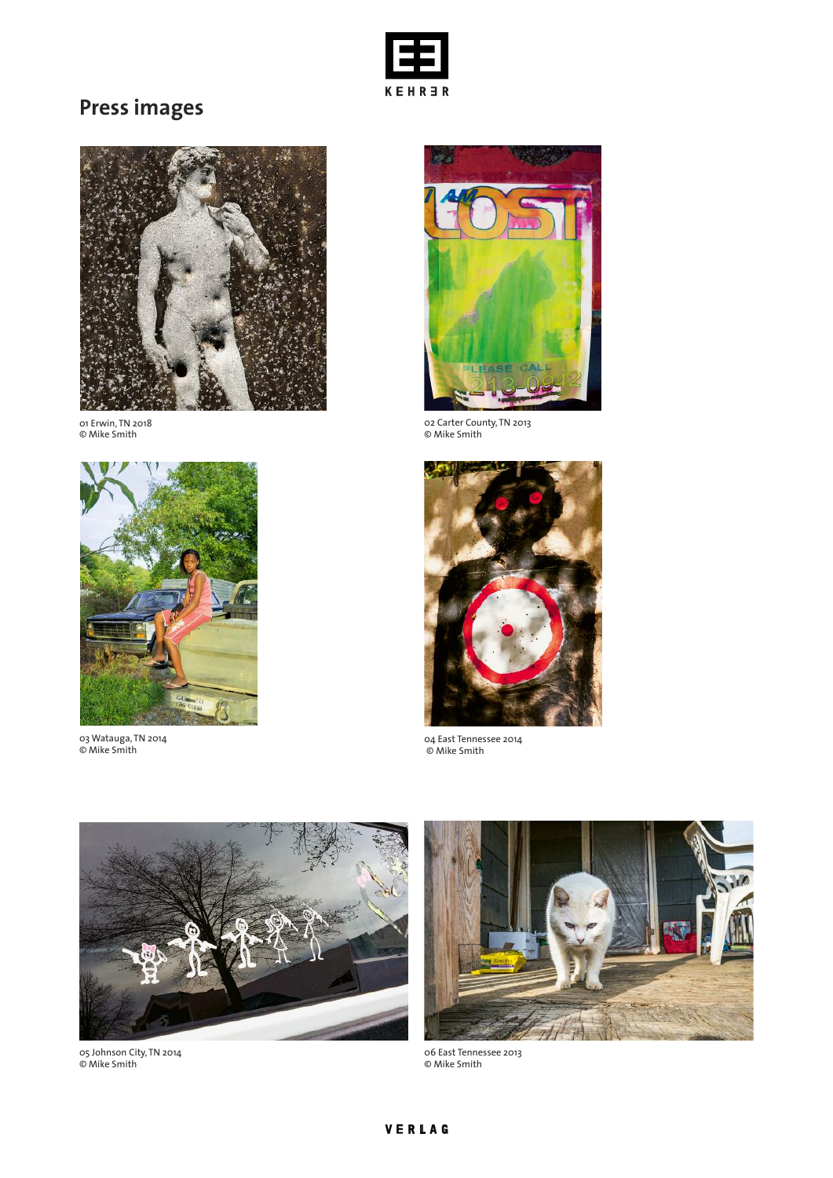## Press images

01 Erwin, TN 2018
© Mike Smith

02 Carter County, TN 2013
© Mike Smith

03 Watauga, TN 2014
© Mike Smith

04 East Tennessee 2014
© Mike Smith

05 Johnson City, TN 2014
© Mike Smith

06 East Tennessee 2013
© Mike Smith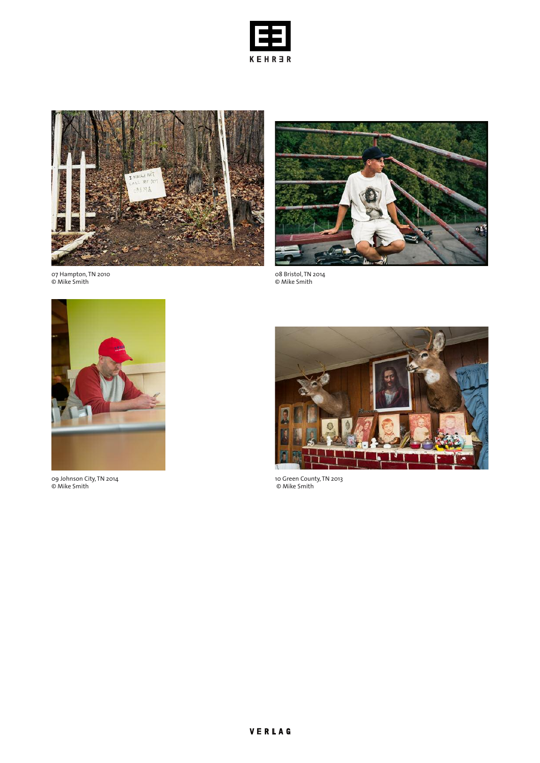07 Hampton, TN 2010
© Mike Smith

08 Bristol, TN 2014
© Mike Smith

09 Johnson City, TN 2014
© Mike Smith

10 Green County, TN 2013
© Mike Smith